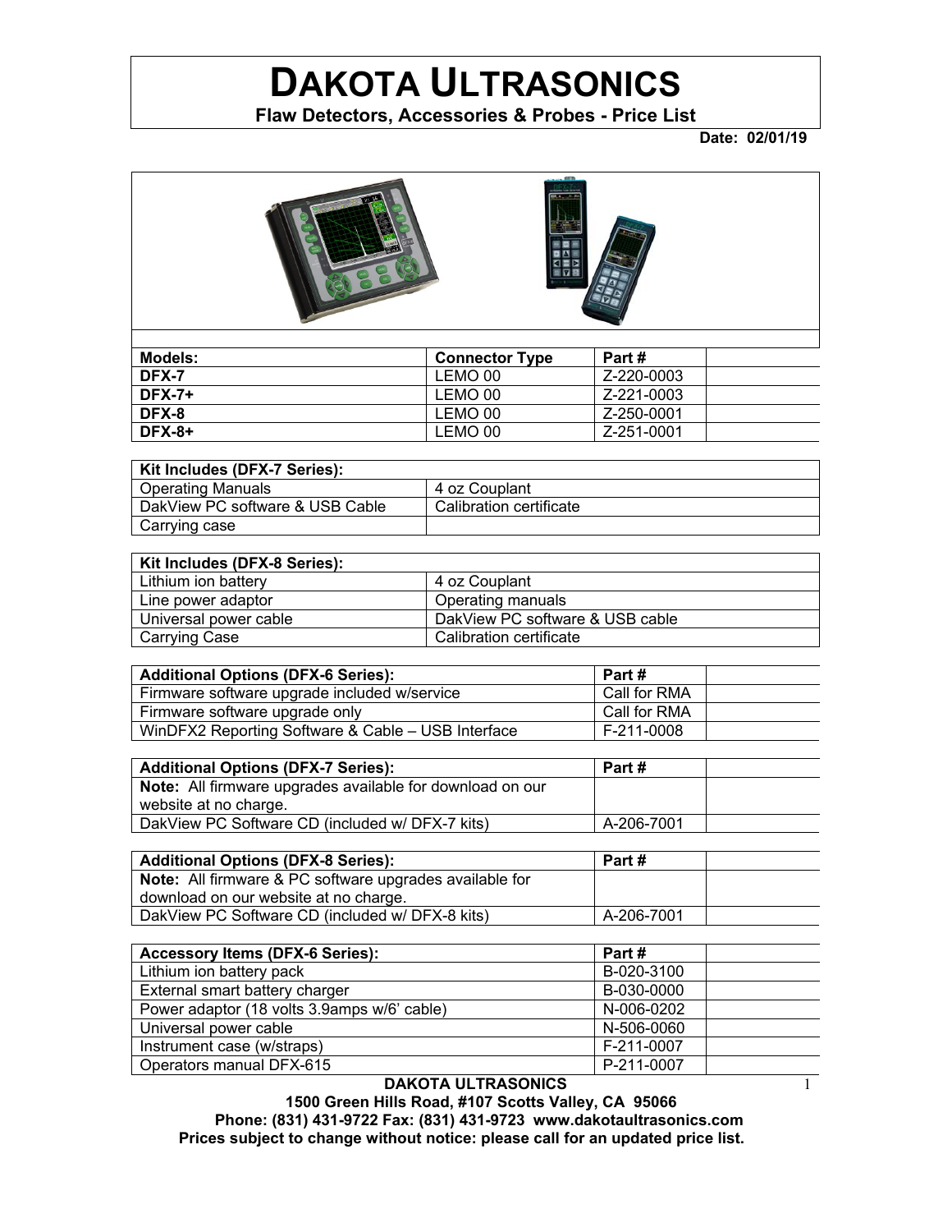# DAKOTA ULTRASONICS

**Flaw Detectors, Accessories & Probes - Price List**

**Date: 02/01/19**

| Models: | Connector Type | Part # | |
|---|---|---|---|
| **DFX-7** | LEMO 00 | Z-220-0003 | |
| **DFX-7+** | LEMO 00 | Z-221-0003 | |
| **DFX-8** | LEMO 00 | Z-250-0001 | |
| **DFX-8+** | LEMO 00 | Z-251-0001 | |

| Kit Includes (DFX-7 Series): | |
|---|---|
| Operating Manuals | 4 oz Couplant |
| DakView PC software & USB Cable | Calibration certificate |
| Carrying case | |

| Kit Includes (DFX-8 Series): | |
|---|---|
| Lithium ion battery | 4 oz Couplant |
| Line power adaptor | Operating manuals |
| Universal power cable | DakView PC software & USB cable |
| Carrying Case | Calibration certificate |

| Additional Options (DFX-6 Series): | Part # | |
|---|---|---|
| Firmware software upgrade included w/service | Call for RMA | |
| Firmware software upgrade only | Call for RMA | |
| WinDFX2 Reporting Software & Cable – USB Interface | F-211-0008 | |

| Additional Options (DFX-7 Series): | Part # | |
|---|---|---|
| **Note:** All firmware upgrades available for download on our website at no charge. | | |
| DakView PC Software CD (included w/ DFX-7 kits) | A-206-7001 | |

| Additional Options (DFX-8 Series): | Part # | |
|---|---|---|
| **Note:** All firmware & PC software upgrades available for download on our website at no charge. | | |
| DakView PC Software CD (included w/ DFX-8 kits) | A-206-7001 | |

| Accessory Items (DFX-6 Series): | Part # | |
|---|---|---|
| Lithium ion battery pack | B-020-3100 | |
| External smart battery charger | B-030-0000 | |
| Power adaptor (18 volts 3.9amps w/6' cable) | N-006-0202 | |
| Universal power cable | N-506-0060 | |
| Instrument case (w/straps) | F-211-0007 | |
| Operators manual DFX-615 | P-211-0007 | |

**DAKOTA ULTRASONICS**

**1500 Green Hills Road, #107 Scotts Valley, CA 95066**

**Phone: (831) 431-9722 Fax: (831) 431-9723 www.dakotaultrasonics.com**

**Prices subject to change without notice: please call for an updated price list.**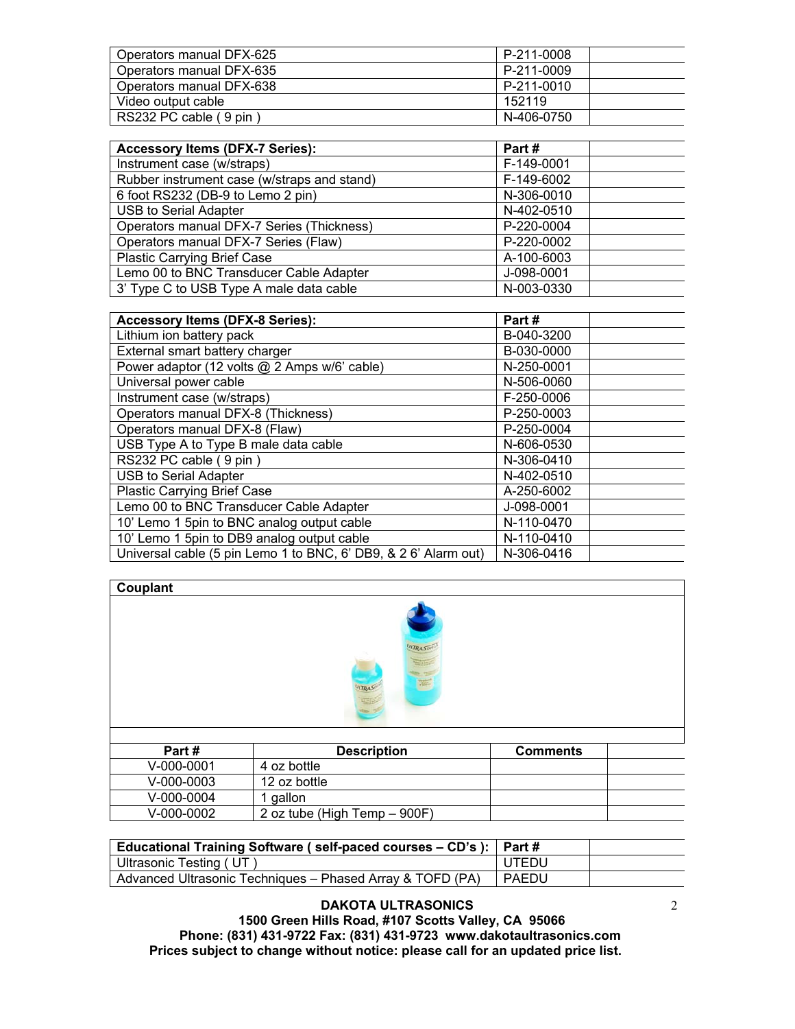| Operators manual DFX-625 | P-211-0008 | |
|---|---|---|
| Operators manual DFX-635 | P-211-0009 | |
| Operators manual DFX-638 | P-211-0010 | |
| Video output cable | 152119 | |
| RS232 PC cable ( 9 pin ) | N-406-0750 | |

| **Accessory Items (DFX-7 Series):** | **Part #** | |
|---|---|---|
| Instrument case (w/straps) | F-149-0001 | |
| Rubber instrument case (w/straps and stand) | F-149-6002 | |
| 6 foot RS232 (DB-9 to Lemo 2 pin) | N-306-0010 | |
| USB to Serial Adapter | N-402-0510 | |
| Operators manual DFX-7 Series (Thickness) | P-220-0004 | |
| Operators manual DFX-7 Series (Flaw) | P-220-0002 | |
| Plastic Carrying Brief Case | A-100-6003 | |
| Lemo 00 to BNC Transducer Cable Adapter | J-098-0001 | |
| 3' Type C to USB Type A male data cable | N-003-0330 | |

| **Accessory Items (DFX-8 Series):** | **Part #** | |
|---|---|---|
| Lithium ion battery pack | B-040-3200 | |
| External smart battery charger | B-030-0000 | |
| Power adaptor (12 volts @ 2 Amps w/6' cable) | N-250-0001 | |
| Universal power cable | N-506-0060 | |
| Instrument case (w/straps) | F-250-0006 | |
| Operators manual DFX-8 (Thickness) | P-250-0003 | |
| Operators manual DFX-8 (Flaw) | P-250-0004 | |
| USB Type A to Type B male data cable | N-606-0530 | |
| RS232 PC cable ( 9 pin ) | N-306-0410 | |
| USB to Serial Adapter | N-402-0510 | |
| Plastic Carrying Brief Case | A-250-6002 | |
| Lemo 00 to BNC Transducer Cable Adapter | J-098-0001 | |
| 10' Lemo 1 5pin to BNC analog output cable | N-110-0470 | |
| 10' Lemo 1 5pin to DB9 analog output cable | N-110-0410 | |
| Universal cable (5 pin Lemo 1 to BNC, 6' DB9, & 2 6' Alarm out) | N-306-0416 | |

**Couplant**

| Part # | Description | Comments | |
|---|---|---|---|
| V-000-0001 | 4 oz bottle | | |
| V-000-0003 | 12 oz bottle | | |
| V-000-0004 | 1 gallon | | |
| V-000-0002 | 2 oz tube (High Temp – 900F) | | |

| **Educational Training Software ( self-paced courses – CD's ):** | **Part #** | |
|---|---|---|
| Ultrasonic Testing ( UT ) | UTEDU | |
| Advanced Ultrasonic Techniques – Phased Array & TOFD (PA) | PAEDU | |

**DAKOTA ULTRASONICS**
**1500 Green Hills Road, #107 Scotts Valley, CA 95066**
**Phone: (831) 431-9722 Fax: (831) 431-9723 www.dakotaultrasonics.com**
**Prices subject to change without notice: please call for an updated price list.**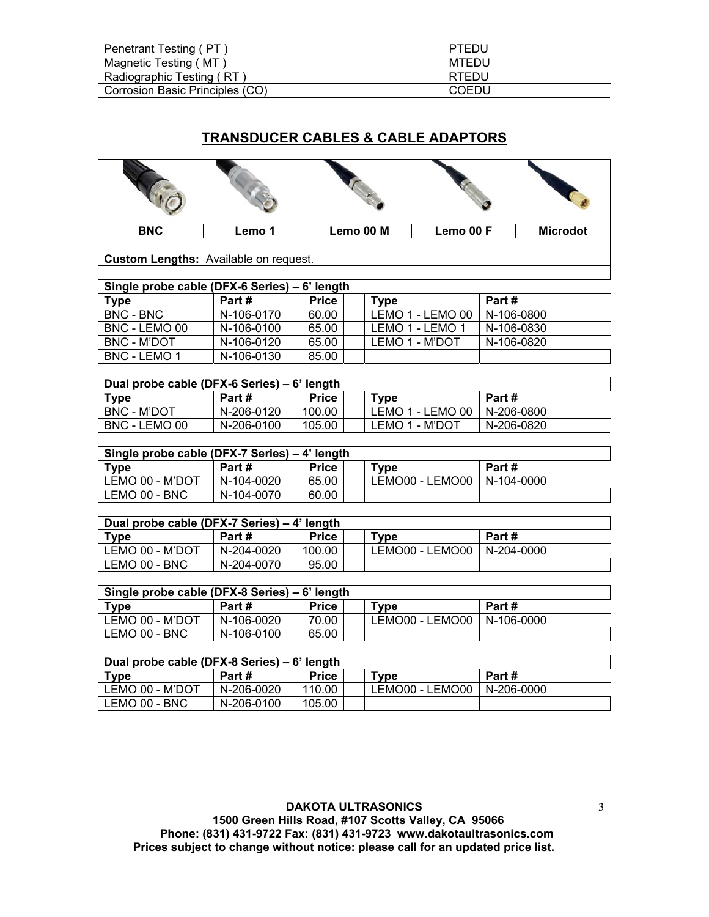| Penetrant Testing ( PT ) | PTEDU | |
|---|---|---|
| Magnetic Testing ( MT ) | MTEDU | |
| Radiographic Testing ( RT ) | RTEDU | |
| Corrosion Basic Principles (CO) | COEDU | |

## TRANSDUCER CABLES & CABLE ADAPTORS

| BNC | Lemo 1 | Lemo 00 M | Lemo 00 F | Microdot |
|---|---|---|---|---|

**Custom Lengths:** Available on request.

| Single probe cable (DFX-6 Series) – 6' length | | | | | | |
|---|---|---|---|---|---|---|
| **Type** | **Part #** | **Price** | | **Type** | **Part #** | |
| BNC - BNC | N-106-0170 | 60.00 | | LEMO 1 - LEMO 00 | N-106-0800 | |
| BNC - LEMO 00 | N-106-0100 | 65.00 | | LEMO 1 - LEMO 1 | N-106-0830 | |
| BNC - M'DOT | N-106-0120 | 65.00 | | LEMO 1 - M'DOT | N-106-0820 | |
| BNC - LEMO 1 | N-106-0130 | 85.00 | | | | |

| Dual probe cable (DFX-6 Series) – 6' length | | | | | | |
|---|---|---|---|---|---|---|
| **Type** | **Part #** | **Price** | | **Type** | **Part #** | |
| BNC - M'DOT | N-206-0120 | 100.00 | | LEMO 1 - LEMO 00 | N-206-0800 | |
| BNC - LEMO 00 | N-206-0100 | 105.00 | | LEMO 1 - M'DOT | N-206-0820 | |

| Single probe cable (DFX-7 Series) – 4' length | | | | | | |
|---|---|---|---|---|---|---|
| **Type** | **Part #** | **Price** | | **Type** | **Part #** | |
| LEMO 00 - M'DOT | N-104-0020 | 65.00 | | LEMO00 - LEMO00 | N-104-0000 | |
| LEMO 00 - BNC | N-104-0070 | 60.00 | | | | |

| Dual probe cable (DFX-7 Series) – 4' length | | | | | | |
|---|---|---|---|---|---|---|
| **Type** | **Part #** | **Price** | | **Type** | **Part #** | |
| LEMO 00 - M'DOT | N-204-0020 | 100.00 | | LEMO00 - LEMO00 | N-204-0000 | |
| LEMO 00 - BNC | N-204-0070 | 95.00 | | | | |

| Single probe cable (DFX-8 Series) – 6' length | | | | | | |
|---|---|---|---|---|---|---|
| **Type** | **Part #** | **Price** | | **Type** | **Part #** | |
| LEMO 00 - M'DOT | N-106-0020 | 70.00 | | LEMO00 - LEMO00 | N-106-0000 | |
| LEMO 00 - BNC | N-106-0100 | 65.00 | | | | |

| Dual probe cable (DFX-8 Series) – 6' length | | | | | | |
|---|---|---|---|---|---|---|
| **Type** | **Part #** | **Price** | | **Type** | **Part #** | |
| LEMO 00 - M'DOT | N-206-0020 | 110.00 | | LEMO00 - LEMO00 | N-206-0000 | |
| LEMO 00 - BNC | N-206-0100 | 105.00 | | | | |

**DAKOTA ULTRASONICS**
**1500 Green Hills Road, #107 Scotts Valley, CA 95066**
**Phone: (831) 431-9722 Fax: (831) 431-9723 www.dakotaultrasonics.com**
**Prices subject to change without notice: please call for an updated price list.**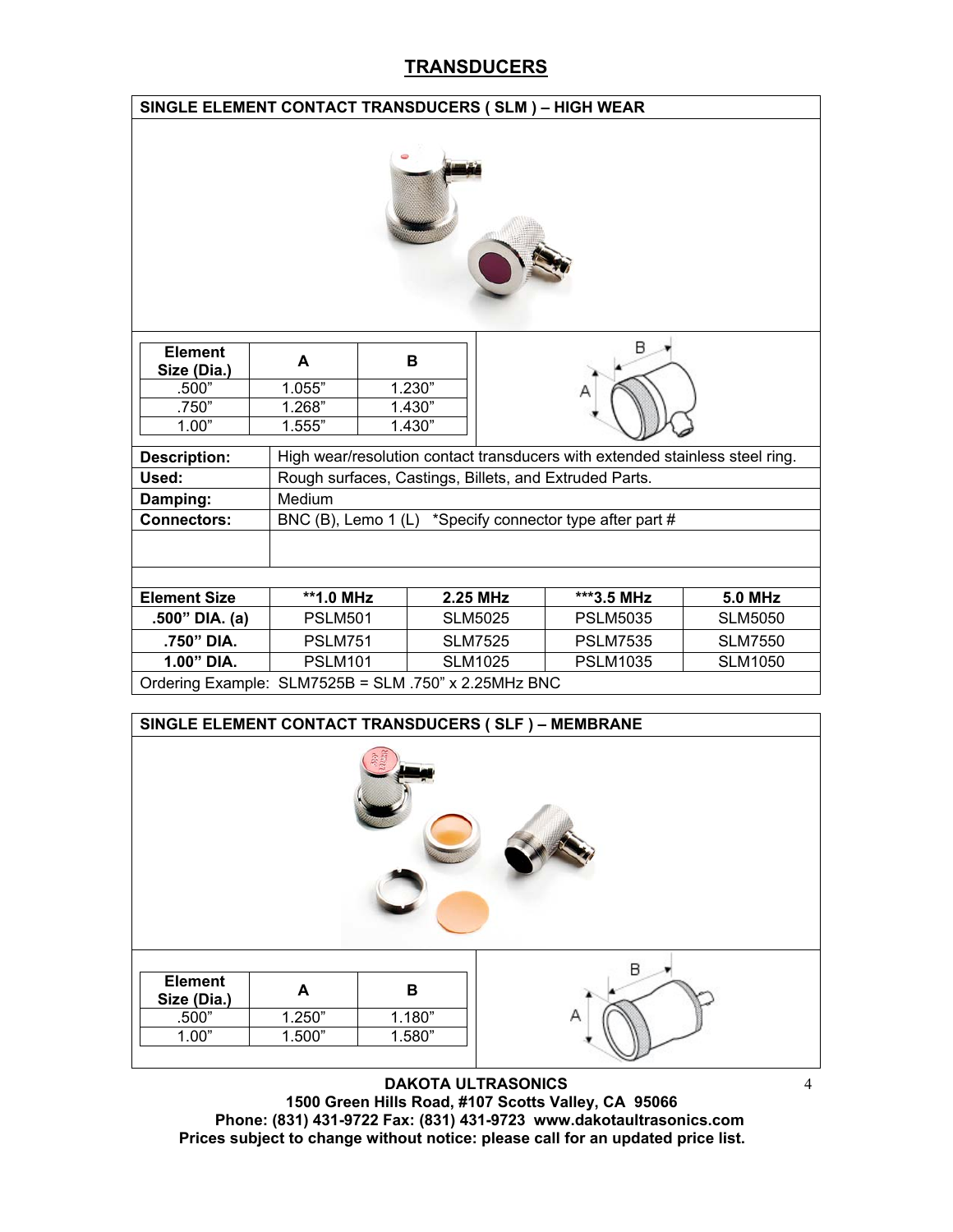# TRANSDUCERS

## SINGLE ELEMENT CONTACT TRANSDUCERS ( SLM ) – HIGH WEAR

| Element Size (Dia.) | A | B |
|---|---|---|
| .500" | 1.055" | 1.230" |
| .750" | 1.268" | 1.430" |
| 1.00" | 1.555" | 1.430" |

| | |
|---|---|
| **Description:** | High wear/resolution contact transducers with extended stainless steel ring. |
| **Used:** | Rough surfaces, Castings, Billets, and Extruded Parts. |
| **Damping:** | Medium |
| **Connectors:** | BNC (B), Lemo 1 (L) *Specify connector type after part # |

| Element Size | **1.0 MHz | 2.25 MHz | ***3.5 MHz | 5.0 MHz |
|---|---|---|---|---|
| .500" DIA. (a) | PSLM501 | SLM5025 | PSLM5035 | SLM5050 |
| .750" DIA. | PSLM751 | SLM7525 | PSLM7535 | SLM7550 |
| 1.00" DIA. | PSLM101 | SLM1025 | PSLM1035 | SLM1050 |

Ordering Example: SLM7525B = SLM .750" x 2.25MHz BNC

## SINGLE ELEMENT CONTACT TRANSDUCERS ( SLF ) – MEMBRANE

| Element Size (Dia.) | A | B |
|---|---|---|
| .500" | 1.250" | 1.180" |
| 1.00" | 1.500" | 1.580" |

**DAKOTA ULTRASONICS**
**1500 Green Hills Road, #107 Scotts Valley, CA 95066**
**Phone: (831) 431-9722 Fax: (831) 431-9723 www.dakotaultrasonics.com**
**Prices subject to change without notice: please call for an updated price list.**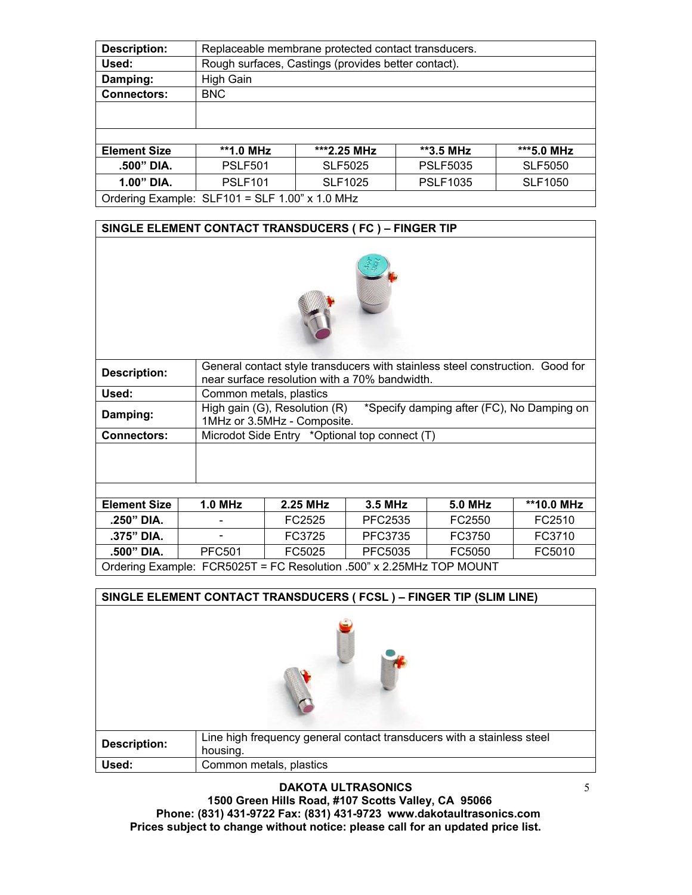| Description: | Replaceable membrane protected contact transducers. |
|---|---|
| Used: | Rough surfaces, Castings (provides better contact). |
| Damping: | High Gain |
| Connectors: | BNC |

| Element Size | **1.0 MHz | ***2.25 MHz | **3.5 MHz | ***5.0 MHz |
|---|---|---|---|---|
| .500" DIA. | PSLF501 | SLF5025 | PSLF5035 | SLF5050 |
| 1.00" DIA. | PSLF101 | SLF1025 | PSLF1035 | SLF1050 |

Ordering Example: SLF101 = SLF 1.00" x 1.0 MHz

## SINGLE ELEMENT CONTACT TRANSDUCERS ( FC ) – FINGER TIP

| Description: | General contact style transducers with stainless steel construction. Good for near surface resolution with a 70% bandwidth. |
|---|---|
| Used: | Common metals, plastics |
| Damping: | High gain (G), Resolution (R) *Specify damping after (FC), No Damping on 1MHz or 3.5MHz - Composite. |
| Connectors: | Microdot Side Entry *Optional top connect (T) |

| Element Size | 1.0 MHz | 2.25 MHz | 3.5 MHz | 5.0 MHz | **10.0 MHz |
|---|---|---|---|---|---|
| .250" DIA. | - | FC2525 | PFC2535 | FC2550 | FC2510 |
| .375" DIA. | - | FC3725 | PFC3735 | FC3750 | FC3710 |
| .500" DIA. | PFC501 | FC5025 | PFC5035 | FC5050 | FC5010 |

Ordering Example: FCR5025T = FC Resolution .500" x 2.25MHz TOP MOUNT

## SINGLE ELEMENT CONTACT TRANSDUCERS ( FCSL ) – FINGER TIP (SLIM LINE)

| Description: | Line high frequency general contact transducers with a stainless steel housing. |
|---|---|
| Used: | Common metals, plastics |

**DAKOTA ULTRASONICS**
**1500 Green Hills Road, #107 Scotts Valley, CA 95066**
**Phone: (831) 431-9722 Fax: (831) 431-9723 www.dakotaultrasonics.com**
**Prices subject to change without notice: please call for an updated price list.**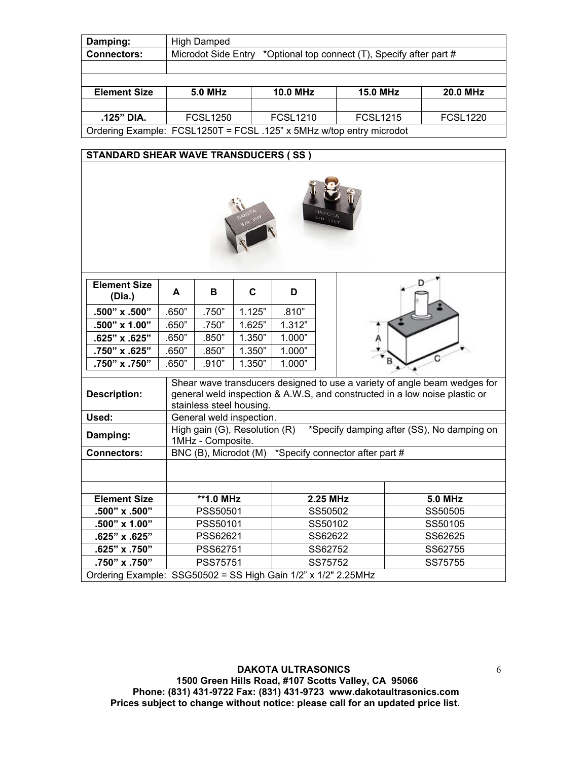| Damping: | High Damped | | | |
|---|---|---|---|---|
| Connectors: | Microdot Side Entry *Optional top connect (T), Specify after part # | | | |
| | | | | |
| | | | | |
| **Element Size** | **5.0 MHz** | **10.0 MHz** | **15.0 MHz** | **20.0 MHz** |
| | | | | |
| **.125" DIA.** | FCSL1250 | FCSL1210 | FCSL1215 | FCSL1220 |

Ordering Example: FCSL1250T = FCSL .125" x 5MHz w/top entry microdot

## STANDARD SHEAR WAVE TRANSDUCERS ( SS )

| Element Size (Dia.) | A | B | C | D |
|---|---|---|---|---|
| **.500" x .500"** | .650" | .750" | 1.125" | .810" |
| **.500" x 1.00"** | .650" | .750" | 1.625" | 1.312" |
| **.625" x .625"** | .650" | .850" | 1.350" | 1.000" |
| **.750" x .625"** | .650" | .850" | 1.350" | 1.000" |
| **.750" x .750"** | .650" | .910" | 1.350" | 1.000" |

| | |
|---|---|
| **Description:** | Shear wave transducers designed to use a variety of angle beam wedges for general weld inspection & A.W.S, and constructed in a low noise plastic or stainless steel housing. |
| **Used:** | General weld inspection. |
| **Damping:** | High gain (G), Resolution (R) *Specify damping after (SS), No damping on 1MHz - Composite. |
| **Connectors:** | BNC (B), Microdot (M) *Specify connector after part # |

| Element Size | **1.0 MHz | 2.25 MHz | 5.0 MHz |
|---|---|---|---|
| **.500" x .500"** | PSS50501 | SS50502 | SS50505 |
| **.500" x 1.00"** | PSS50101 | SS50102 | SS50105 |
| **.625" x .625"** | PSS62621 | SS62622 | SS62625 |
| **.625" x .750"** | PSS62751 | SS62752 | SS62755 |
| **.750" x .750"** | PSS75751 | SS75752 | SS75755 |

Ordering Example: SSG50502 = SS High Gain 1/2" x 1/2" 2.25MHz

**DAKOTA ULTRASONICS**
**1500 Green Hills Road, #107 Scotts Valley, CA 95066**
**Phone: (831) 431-9722 Fax: (831) 431-9723 www.dakotaultrasonics.com**
**Prices subject to change without notice: please call for an updated price list.**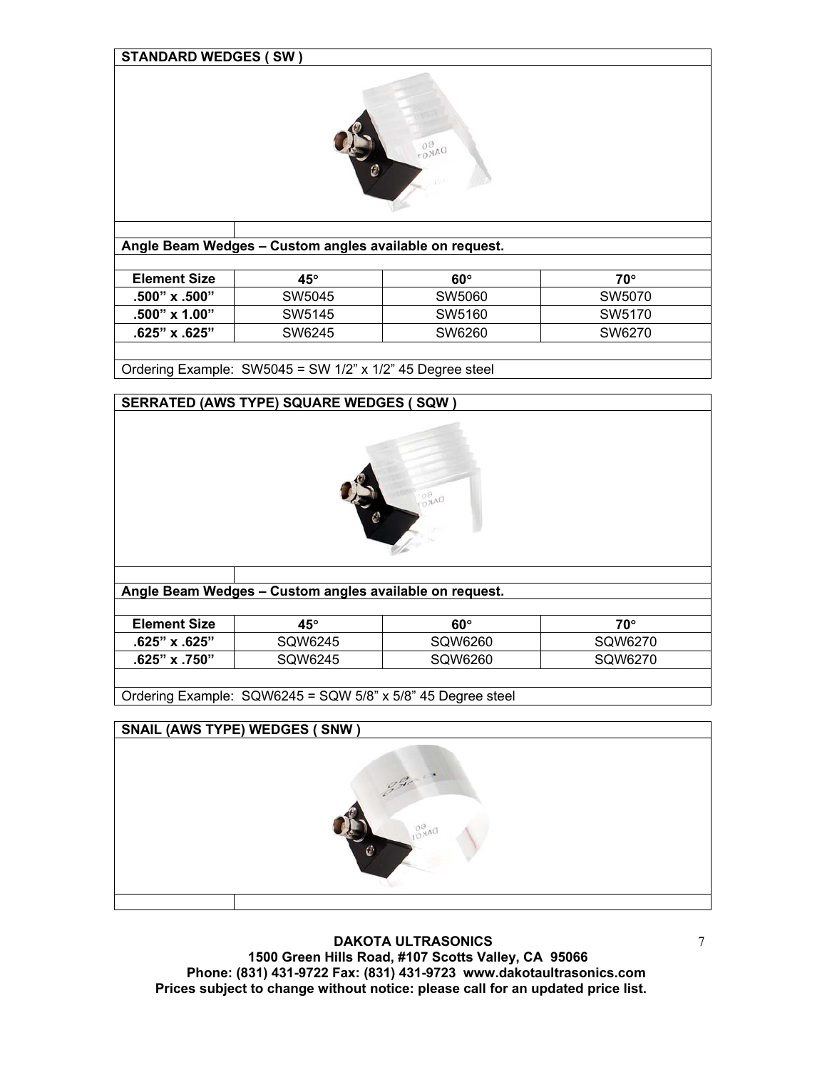## STANDARD WEDGES ( SW )

**Angle Beam Wedges – Custom angles available on request.**

| Element Size | 45° | 60° | 70° |
|---|---|---|---|
| .500" x .500" | SW5045 | SW5060 | SW5070 |
| .500" x 1.00" | SW5145 | SW5160 | SW5170 |
| .625" x .625" | SW6245 | SW6260 | SW6270 |

Ordering Example: SW5045 = SW 1/2" x 1/2" 45 Degree steel

## SERRATED (AWS TYPE) SQUARE WEDGES ( SQW )

**Angle Beam Wedges – Custom angles available on request.**

| Element Size | 45° | 60° | 70° |
|---|---|---|---|
| .625" x .625" | SQW6245 | SQW6260 | SQW6270 |
| .625" x .750" | SQW6245 | SQW6260 | SQW6270 |

Ordering Example: SQW6245 = SQW 5/8" x 5/8" 45 Degree steel

## SNAIL (AWS TYPE) WEDGES ( SNW )

**DAKOTA ULTRASONICS**
**1500 Green Hills Road, #107 Scotts Valley, CA 95066**
**Phone: (831) 431-9722 Fax: (831) 431-9723 www.dakotaultrasonics.com**
**Prices subject to change without notice: please call for an updated price list.**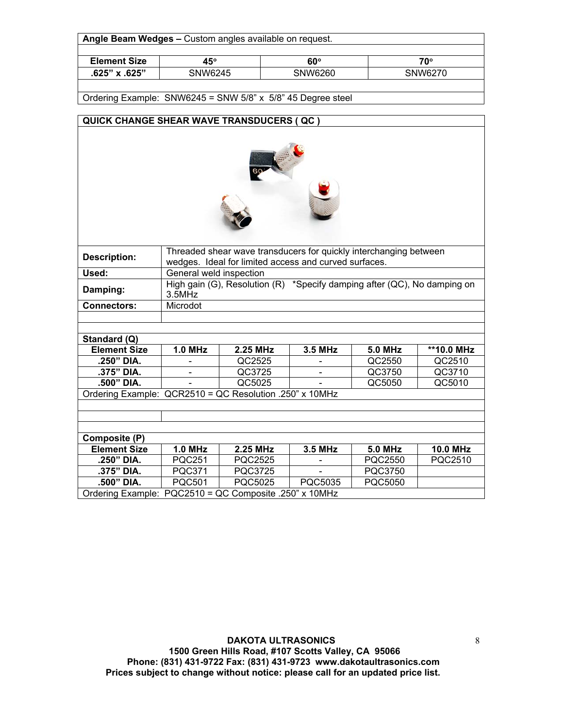**Angle Beam Wedges –** Custom angles available on request.

| Element Size | 45° | 60° | 70° |
|---|---|---|---|
| .625" x .625" | SNW6245 | SNW6260 | SNW6270 |

Ordering Example: SNW6245 = SNW 5/8" x 5/8" 45 Degree steel

## QUICK CHANGE SHEAR WAVE TRANSDUCERS ( QC )

| | |
|---|---|
| **Description:** | Threaded shear wave transducers for quickly interchanging between wedges. Ideal for limited access and curved surfaces. |
| **Used:** | General weld inspection |
| **Damping:** | High gain (G), Resolution (R) *Specify damping after (QC), No damping on 3.5MHz |
| **Connectors:** | Microdot |

**Standard (Q)**

| Element Size | 1.0 MHz | 2.25 MHz | 3.5 MHz | 5.0 MHz | **10.0 MHz |
|---|---|---|---|---|---|
| .250" DIA. | - | QC2525 | - | QC2550 | QC2510 |
| .375" DIA. | - | QC3725 | - | QC3750 | QC3710 |
| .500" DIA. | - | QC5025 | - | QC5050 | QC5010 |

Ordering Example: QCR2510 = QC Resolution .250" x 10MHz

**Composite (P)**

| Element Size | 1.0 MHz | 2.25 MHz | 3.5 MHz | 5.0 MHz | 10.0 MHz |
|---|---|---|---|---|---|
| .250" DIA. | PQC251 | PQC2525 | - | PQC2550 | PQC2510 |
| .375" DIA. | PQC371 | PQC3725 | - | PQC3750 | |
| .500" DIA. | PQC501 | PQC5025 | PQC5035 | PQC5050 | |

Ordering Example: PQC2510 = QC Composite .250" x 10MHz

**DAKOTA ULTRASONICS**
**1500 Green Hills Road, #107 Scotts Valley, CA 95066**
**Phone: (831) 431-9722 Fax: (831) 431-9723 www.dakotaultrasonics.com**
**Prices subject to change without notice: please call for an updated price list.**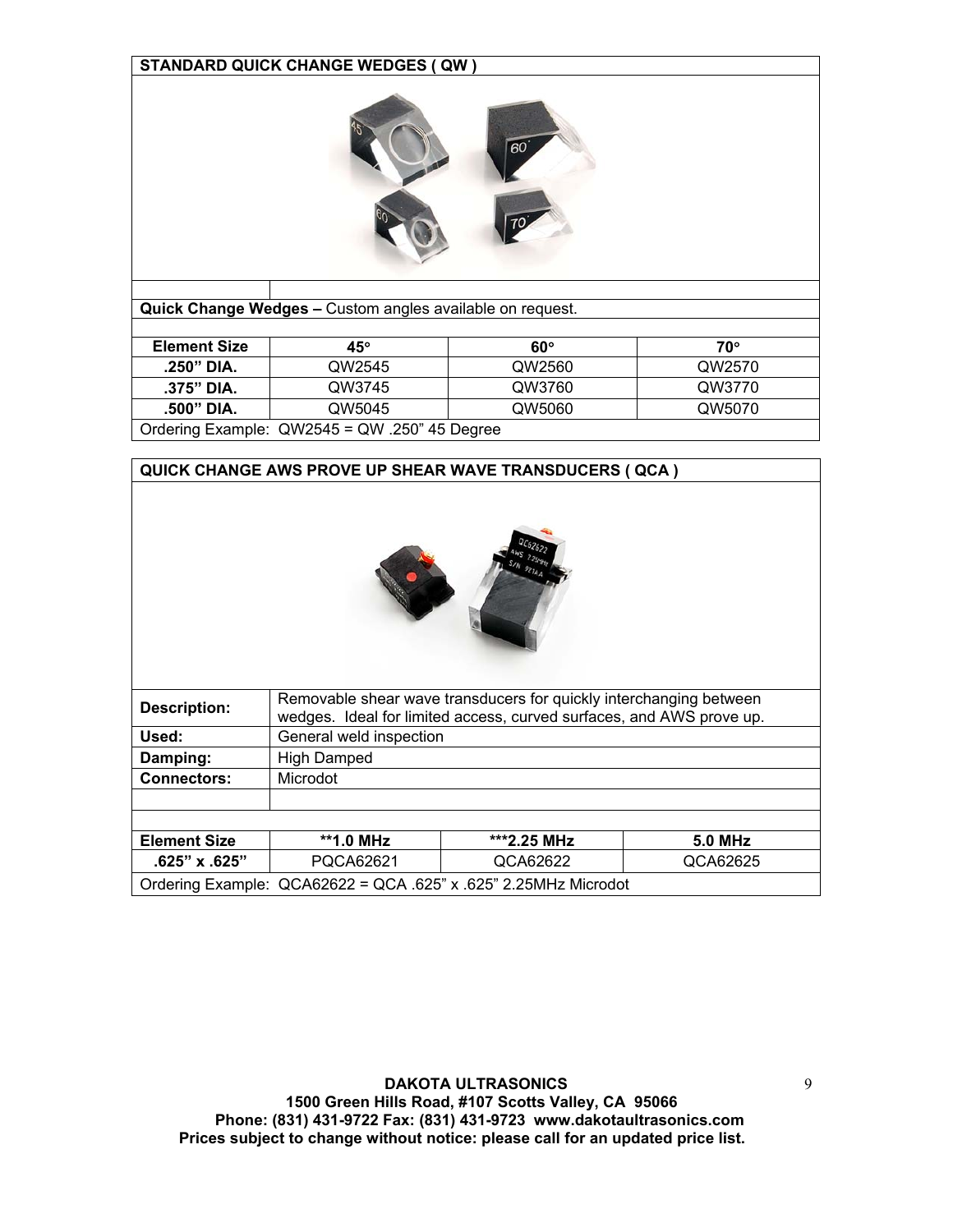## STANDARD QUICK CHANGE WEDGES ( QW )

**Quick Change Wedges –** Custom angles available on request.

| Element Size | 45° | 60° | 70° |
|---|---|---|---|
| .250" DIA. | QW2545 | QW2560 | QW2570 |
| .375" DIA. | QW3745 | QW3760 | QW3770 |
| .500" DIA. | QW5045 | QW5060 | QW5070 |

Ordering Example: QW2545 = QW .250" 45 Degree

## QUICK CHANGE AWS PROVE UP SHEAR WAVE TRANSDUCERS ( QCA )

| | |
|---|---|
| **Description:** | Removable shear wave transducers for quickly interchanging between wedges. Ideal for limited access, curved surfaces, and AWS prove up. |
| **Used:** | General weld inspection |
| **Damping:** | High Damped |
| **Connectors:** | Microdot |

| Element Size | **1.0 MHz | ***2.25 MHz | 5.0 MHz |
|---|---|---|---|
| .625" x .625" | PQCA62621 | QCA62622 | QCA62625 |

Ordering Example: QCA62622 = QCA .625" x .625" 2.25MHz Microdot

**DAKOTA ULTRASONICS**
**1500 Green Hills Road, #107 Scotts Valley, CA 95066**
**Phone: (831) 431-9722 Fax: (831) 431-9723 www.dakotaultrasonics.com**
**Prices subject to change without notice: please call for an updated price list.**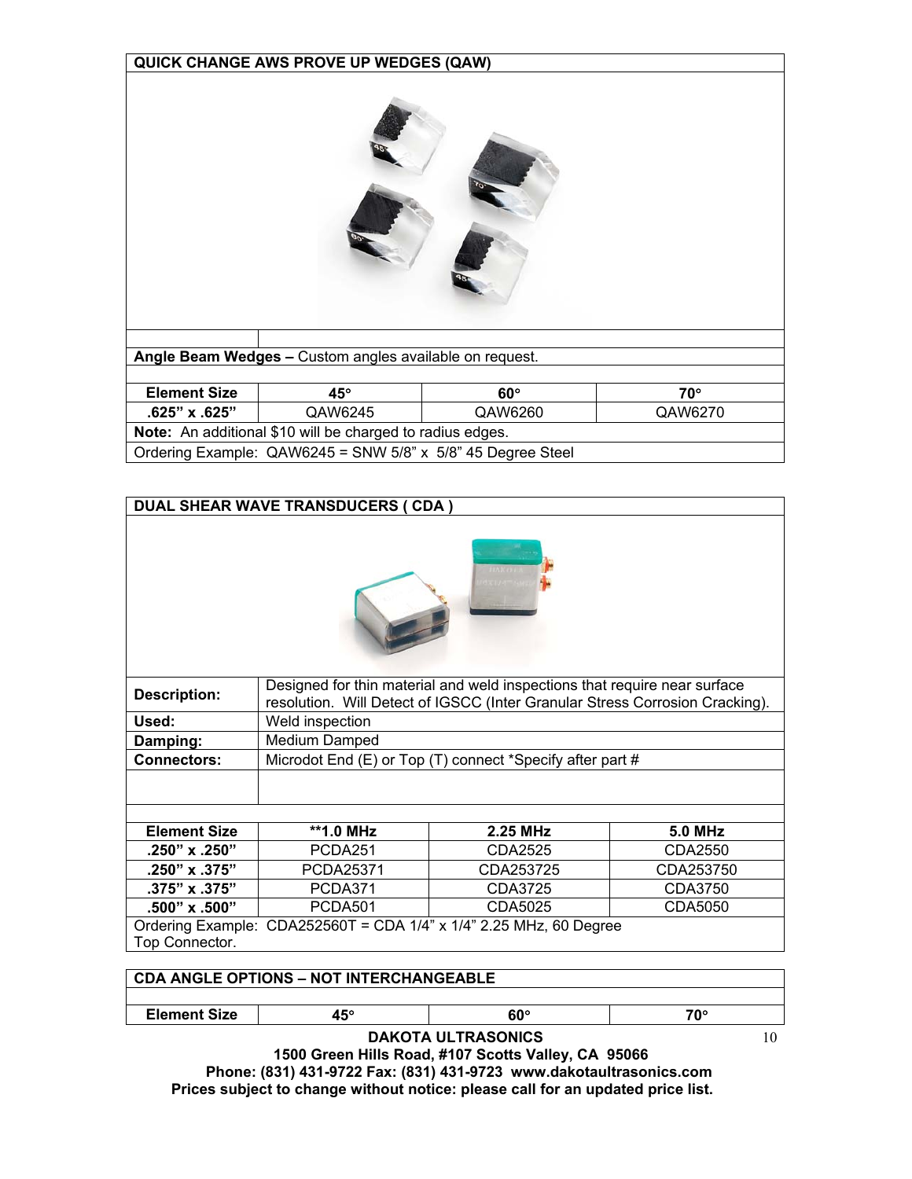## QUICK CHANGE AWS PROVE UP WEDGES (QAW)

**Angle Beam Wedges –** Custom angles available on request.

| Element Size | 45° | 60° | 70° |
|---|---|---|---|
| .625" x .625" | QAW6245 | QAW6260 | QAW6270 |

**Note:** An additional $10 will be charged to radius edges.

Ordering Example: QAW6245 = SNW 5/8" x 5/8" 45 Degree Steel

## DUAL SHEAR WAVE TRANSDUCERS ( CDA )

| | |
|---|---|
| **Description:** | Designed for thin material and weld inspections that require near surface resolution. Will Detect of IGSCC (Inter Granular Stress Corrosion Cracking). |
| **Used:** | Weld inspection |
| **Damping:** | Medium Damped |
| **Connectors:** | Microdot End (E) or Top (T) connect *Specify after part # |

| Element Size | **1.0 MHz | 2.25 MHz | 5.0 MHz |
|---|---|---|---|
| .250" x .250" | PCDA251 | CDA2525 | CDA2550 |
| .250" x .375" | PCDA25371 | CDA253725 | CDA253750 |
| .375" x .375" | PCDA371 | CDA3725 | CDA3750 |
| .500" x .500" | PCDA501 | CDA5025 | CDA5050 |

Ordering Example: CDA252560T = CDA 1/4" x 1/4" 2.25 MHz, 60 Degree Top Connector.

## CDA ANGLE OPTIONS – NOT INTERCHANGEABLE

| Element Size | 45° | 60° | 70° |
|---|---|---|---|

**DAKOTA ULTRASONICS**
**1500 Green Hills Road, #107 Scotts Valley, CA 95066**
**Phone: (831) 431-9722 Fax: (831) 431-9723 www.dakotaultrasonics.com**
**Prices subject to change without notice: please call for an updated price list.**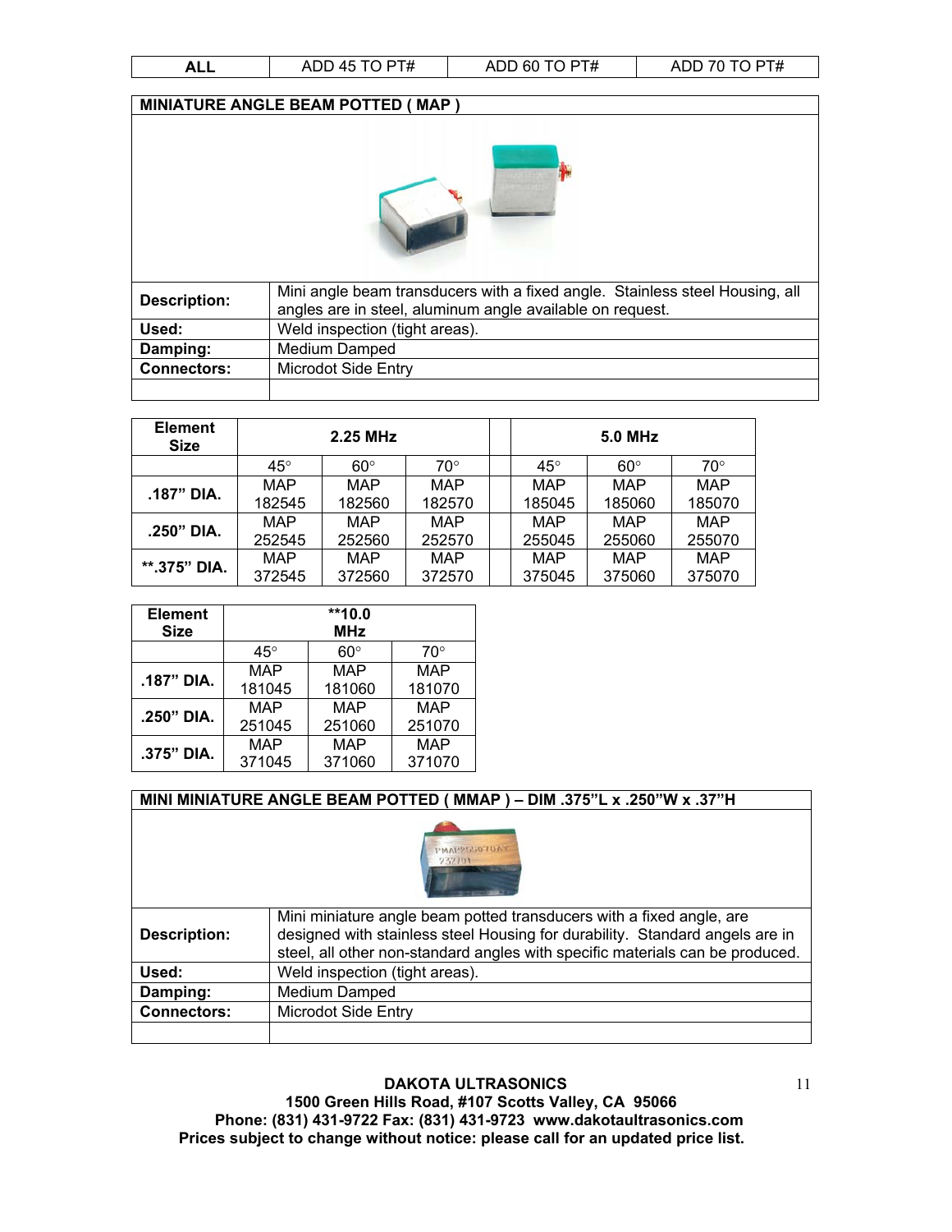| ALL | ADD 45 TO PT# | ADD 60 TO PT# | ADD 70 TO PT# |
|---|---|---|---|

## MINIATURE ANGLE BEAM POTTED ( MAP )

| | |
|---|---|
| **Description:** | Mini angle beam transducers with a fixed angle. Stainless steel Housing, all angles are in steel, aluminum angle available on request. |
| **Used:** | Weld inspection (tight areas). |
| **Damping:** | Medium Damped |
| **Connectors:** | Microdot Side Entry |
| | |

| Element Size | 2.25 MHz | | | | 5.0 MHz | | |
|---|---|---|---|---|---|---|---|
| | 45° | 60° | 70° | | 45° | 60° | 70° |
| .187" DIA. | MAP 182545 | MAP 182560 | MAP 182570 | | MAP 185045 | MAP 185060 | MAP 185070 |
| .250" DIA. | MAP 252545 | MAP 252560 | MAP 252570 | | MAP 255045 | MAP 255060 | MAP 255070 |
| **.375" DIA. | MAP 372545 | MAP 372560 | MAP 372570 | | MAP 375045 | MAP 375060 | MAP 375070 |

| Element Size | **10.0 MHz | | |
|---|---|---|---|
| | 45° | 60° | 70° |
| .187" DIA. | MAP 181045 | MAP 181060 | MAP 181070 |
| .250" DIA. | MAP 251045 | MAP 251060 | MAP 251070 |
| .375" DIA. | MAP 371045 | MAP 371060 | MAP 371070 |

## MINI MINIATURE ANGLE BEAM POTTED ( MMAP ) – DIM .375"L x .250"W x .37"H

| | |
|---|---|
| **Description:** | Mini miniature angle beam potted transducers with a fixed angle, are designed with stainless steel Housing for durability. Standard angels are in steel, all other non-standard angles with specific materials can be produced. |
| **Used:** | Weld inspection (tight areas). |
| **Damping:** | Medium Damped |
| **Connectors:** | Microdot Side Entry |
| | |

**DAKOTA ULTRASONICS**
**1500 Green Hills Road, #107 Scotts Valley, CA 95066**
**Phone: (831) 431-9722 Fax: (831) 431-9723 www.dakotaultrasonics.com**
**Prices subject to change without notice: please call for an updated price list.**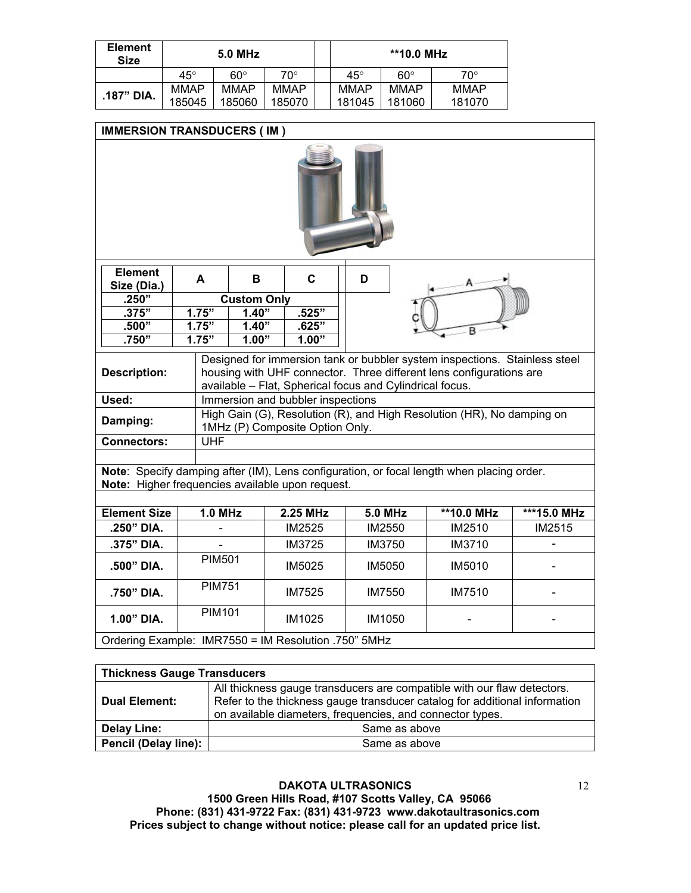| Element Size | 5.0 MHz | | | | **10.0 MHz | | |
|---|---|---|---|---|---|---|---|
| | 45° | 60° | 70° | | 45° | 60° | 70° |
| .187" DIA. | MMAP 185045 | MMAP 185060 | MMAP 185070 | | MMAP 181045 | MMAP 181060 | MMAP 181070 |

## IMMERSION TRANSDUCERS ( IM )

| Element Size (Dia.) | A | B | C | D |
|---|---|---|---|---|
| .250" | Custom Only | | | |
| .375" | 1.75" | 1.40" | .525" | |
| .500" | 1.75" | 1.40" | .625" | |
| .750" | 1.75" | 1.00" | 1.00" | |

| | |
|---|---|
| **Description:** | Designed for immersion tank or bubbler system inspections. Stainless steel housing with UHF connector. Three different lens configurations are available – Flat, Spherical focus and Cylindrical focus. |
| **Used:** | Immersion and bubbler inspections |
| **Damping:** | High Gain (G), Resolution (R), and High Resolution (HR), No damping on 1MHz (P) Composite Option Only. |
| **Connectors:** | UHF |

**Note**: Specify damping after (IM), Lens configuration, or focal length when placing order.
**Note:** Higher frequencies available upon request.

| Element Size | 1.0 MHz | 2.25 MHz | 5.0 MHz | **10.0 MHz | ***15.0 MHz |
|---|---|---|---|---|---|
| .250" DIA. | - | IM2525 | IM2550 | IM2510 | IM2515 |
| .375" DIA. | - | IM3725 | IM3750 | IM3710 | - |
| .500" DIA. | PIM501 | IM5025 | IM5050 | IM5010 | - |
| .750" DIA. | PIM751 | IM7525 | IM7550 | IM7510 | - |
| 1.00" DIA. | PIM101 | IM1025 | IM1050 | - | - |

Ordering Example: IMR7550 = IM Resolution .750" 5MHz

## Thickness Gauge Transducers

| | |
|---|---|
| **Dual Element:** | All thickness gauge transducers are compatible with our flaw detectors. Refer to the thickness gauge transducer catalog for additional information on available diameters, frequencies, and connector types. |
| **Delay Line:** | Same as above |
| **Pencil (Delay line):** | Same as above |

**DAKOTA ULTRASONICS**
**1500 Green Hills Road, #107 Scotts Valley, CA 95066**
**Phone: (831) 431-9722 Fax: (831) 431-9723 www.dakotaultrasonics.com**
**Prices subject to change without notice: please call for an updated price list.**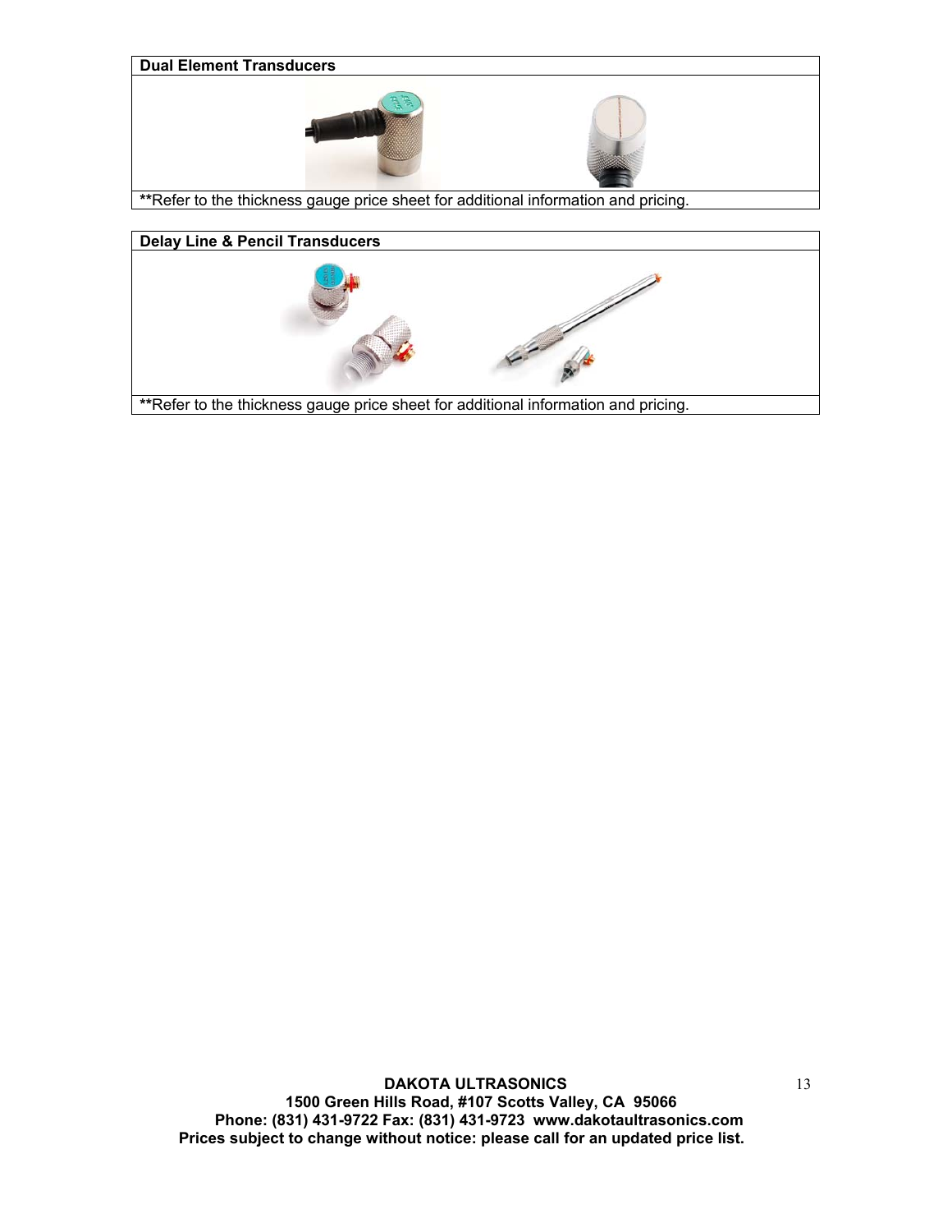| Dual Element Transducers |
| --- |
| |
| **Refer to the thickness gauge price sheet for additional information and pricing. |

| Delay Line & Pencil Transducers |
| --- |
| |
| **Refer to the thickness gauge price sheet for additional information and pricing. |

**DAKOTA ULTRASONICS**
**1500 Green Hills Road, #107 Scotts Valley, CA 95066**
**Phone: (831) 431-9722 Fax: (831) 431-9723 www.dakotaultrasonics.com**
**Prices subject to change without notice: please call for an updated price list.**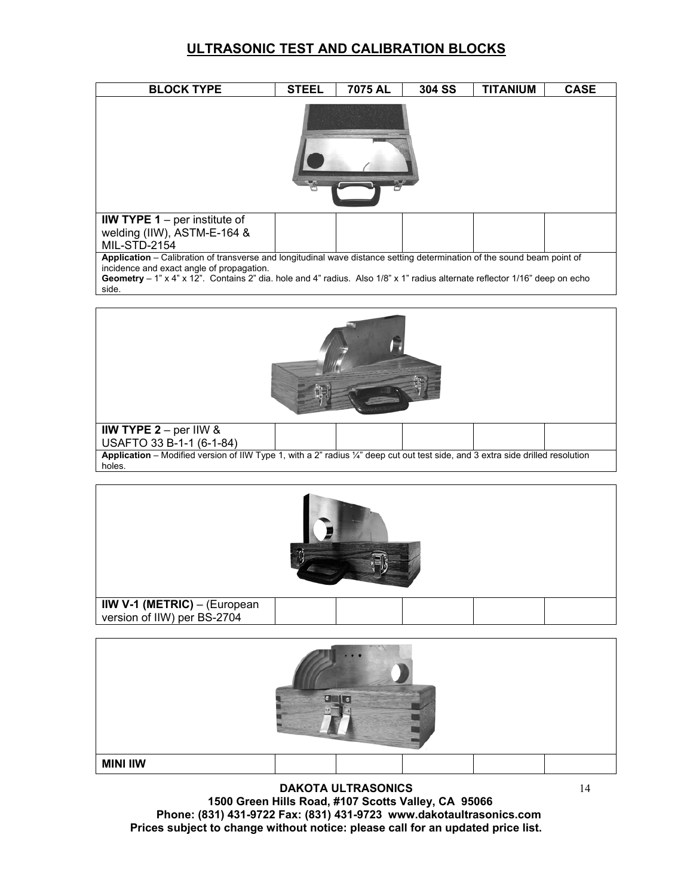# ULTRASONIC TEST AND CALIBRATION BLOCKS

| BLOCK TYPE | STEEL | 7075 AL | 304 SS | TITANIUM | CASE |
|---|---|---|---|---|---|
| **IIW TYPE 1** – per institute of welding (IIW), ASTM-E-164 & MIL-STD-2154 | | | | | |

**Application** – Calibration of transverse and longitudinal wave distance setting determination of the sound beam point of incidence and exact angle of propagation.
**Geometry** – 1" x 4" x 12". Contains 2" dia. hole and 4" radius. Also 1/8" x 1" radius alternate reflector 1/16" deep on echo side.

| BLOCK TYPE | STEEL | 7075 AL | 304 SS | TITANIUM | CASE |
|---|---|---|---|---|---|
| **IIW TYPE 2** – per IIW & USAFTO 33 B-1-1 (6-1-84) | | | | | |

**Application** – Modified version of IIW Type 1, with a 2" radius ¼" deep cut out test side, and 3 extra side drilled resolution holes.

| BLOCK TYPE | STEEL | 7075 AL | 304 SS | TITANIUM | CASE |
|---|---|---|---|---|---|
| **IIW V-1 (METRIC)** – (European version of IIW) per BS-2704 | | | | | |

| BLOCK TYPE | STEEL | 7075 AL | 304 SS | TITANIUM | CASE |
|---|---|---|---|---|---|
| **MINI IIW** | | | | | |

**DAKOTA ULTRASONICS**
**1500 Green Hills Road, #107 Scotts Valley, CA 95066**
**Phone: (831) 431-9722 Fax: (831) 431-9723 www.dakotaultrasonics.com**
**Prices subject to change without notice: please call for an updated price list.**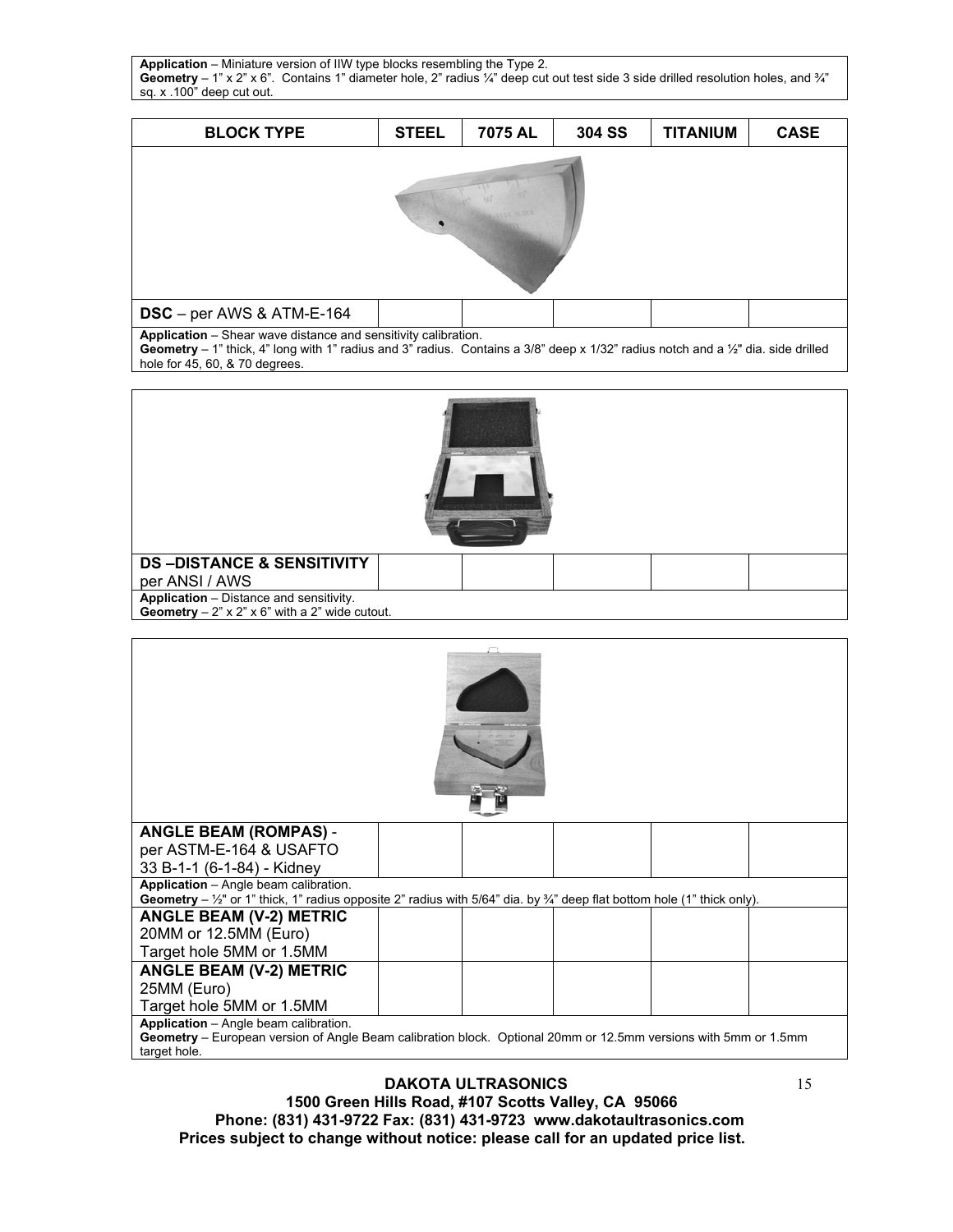**Application** – Miniature version of IIW type blocks resembling the Type 2.
**Geometry** – 1" x 2" x 6". Contains 1" diameter hole, 2" radius ¼" deep cut out test side 3 side drilled resolution holes, and ¾" sq. x .100" deep cut out.

| BLOCK TYPE | STEEL | 7075 AL | 304 SS | TITANIUM | CASE |
|---|---|---|---|---|---|
| **DSC** – per AWS & ATM-E-164 | | | | | |

**Application** – Shear wave distance and sensitivity calibration.
**Geometry** – 1" thick, 4" long with 1" radius and 3" radius. Contains a 3/8" deep x 1/32" radius notch and a ½" dia. side drilled hole for 45, 60, & 70 degrees.

| BLOCK TYPE | STEEL | 7075 AL | 304 SS | TITANIUM | CASE |
|---|---|---|---|---|---|
| **DS –DISTANCE & SENSITIVITY** per ANSI / AWS | | | | | |

**Application** – Distance and sensitivity.
**Geometry** – 2" x 2" x 6" with a 2" wide cutout.

| BLOCK TYPE | STEEL | 7075 AL | 304 SS | TITANIUM | CASE |
|---|---|---|---|---|---|
| **ANGLE BEAM (ROMPAS)** - per ASTM-E-164 & USAFTO 33 B-1-1 (6-1-84) - Kidney | | | | | |

**Application** – Angle beam calibration.
**Geometry** – ½" or 1" thick, 1" radius opposite 2" radius with 5/64" dia. by ¾" deep flat bottom hole (1" thick only).

| BLOCK TYPE | STEEL | 7075 AL | 304 SS | TITANIUM | CASE |
|---|---|---|---|---|---|
| **ANGLE BEAM (V-2) METRIC** 20MM or 12.5MM (Euro) Target hole 5MM or 1.5MM | | | | | |
| **ANGLE BEAM (V-2) METRIC** 25MM (Euro) Target hole 5MM or 1.5MM | | | | | |

**Application** – Angle beam calibration.
**Geometry** – European version of Angle Beam calibration block. Optional 20mm or 12.5mm versions with 5mm or 1.5mm target hole.

**DAKOTA ULTRASONICS**
**1500 Green Hills Road, #107 Scotts Valley, CA 95066**
**Phone: (831) 431-9722 Fax: (831) 431-9723 www.dakotaultrasonics.com**
**Prices subject to change without notice: please call for an updated price list.**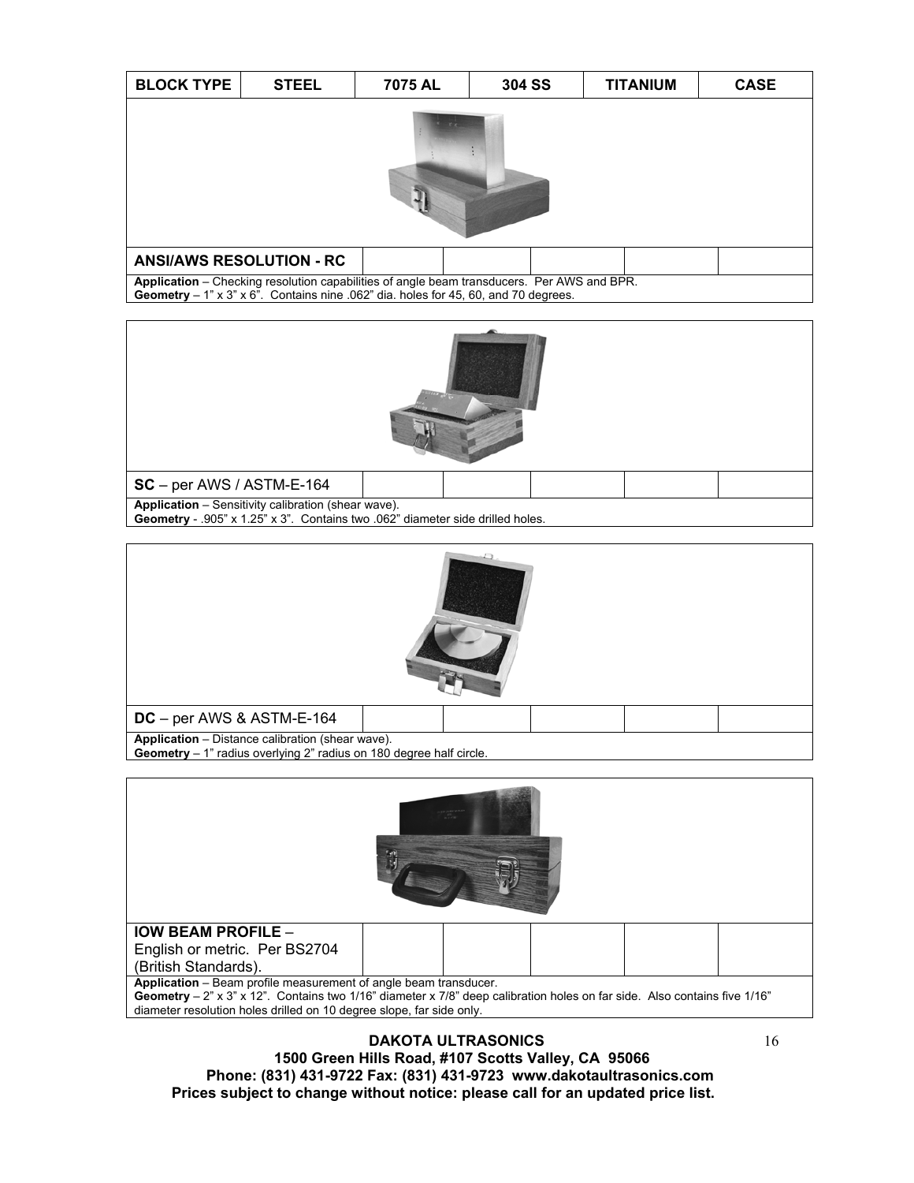| BLOCK TYPE | STEEL | 7075 AL | 304 SS | TITANIUM | CASE |
|---|---|---|---|---|---|
| **ANSI/AWS RESOLUTION - RC** | | | | | |

**Application** – Checking resolution capabilities of angle beam transducers. Per AWS and BPR.
**Geometry** – 1" x 3" x 6". Contains nine .062" dia. holes for 45, 60, and 70 degrees.

| BLOCK TYPE | STEEL | 7075 AL | 304 SS | TITANIUM | CASE |
|---|---|---|---|---|---|
| **SC** – per AWS / ASTM-E-164 | | | | | |

**Application** – Sensitivity calibration (shear wave).
**Geometry** - .905" x 1.25" x 3". Contains two .062" diameter side drilled holes.

| BLOCK TYPE | STEEL | 7075 AL | 304 SS | TITANIUM | CASE |
|---|---|---|---|---|---|
| **DC** – per AWS & ASTM-E-164 | | | | | |

**Application** – Distance calibration (shear wave).
**Geometry** – 1" radius overlying 2" radius on 180 degree half circle.

| BLOCK TYPE | STEEL | 7075 AL | 304 SS | TITANIUM | CASE |
|---|---|---|---|---|---|
| **IOW BEAM PROFILE** – English or metric. Per BS2704 (British Standards). | | | | | |

**Application** – Beam profile measurement of angle beam transducer.
**Geometry** – 2" x 3" x 12". Contains two 1/16" diameter x 7/8" deep calibration holes on far side. Also contains five 1/16" diameter resolution holes drilled on 10 degree slope, far side only.

**DAKOTA ULTRASONICS**
**1500 Green Hills Road, #107 Scotts Valley, CA 95066**
**Phone: (831) 431-9722 Fax: (831) 431-9723 www.dakotaultrasonics.com**
**Prices subject to change without notice: please call for an updated price list.**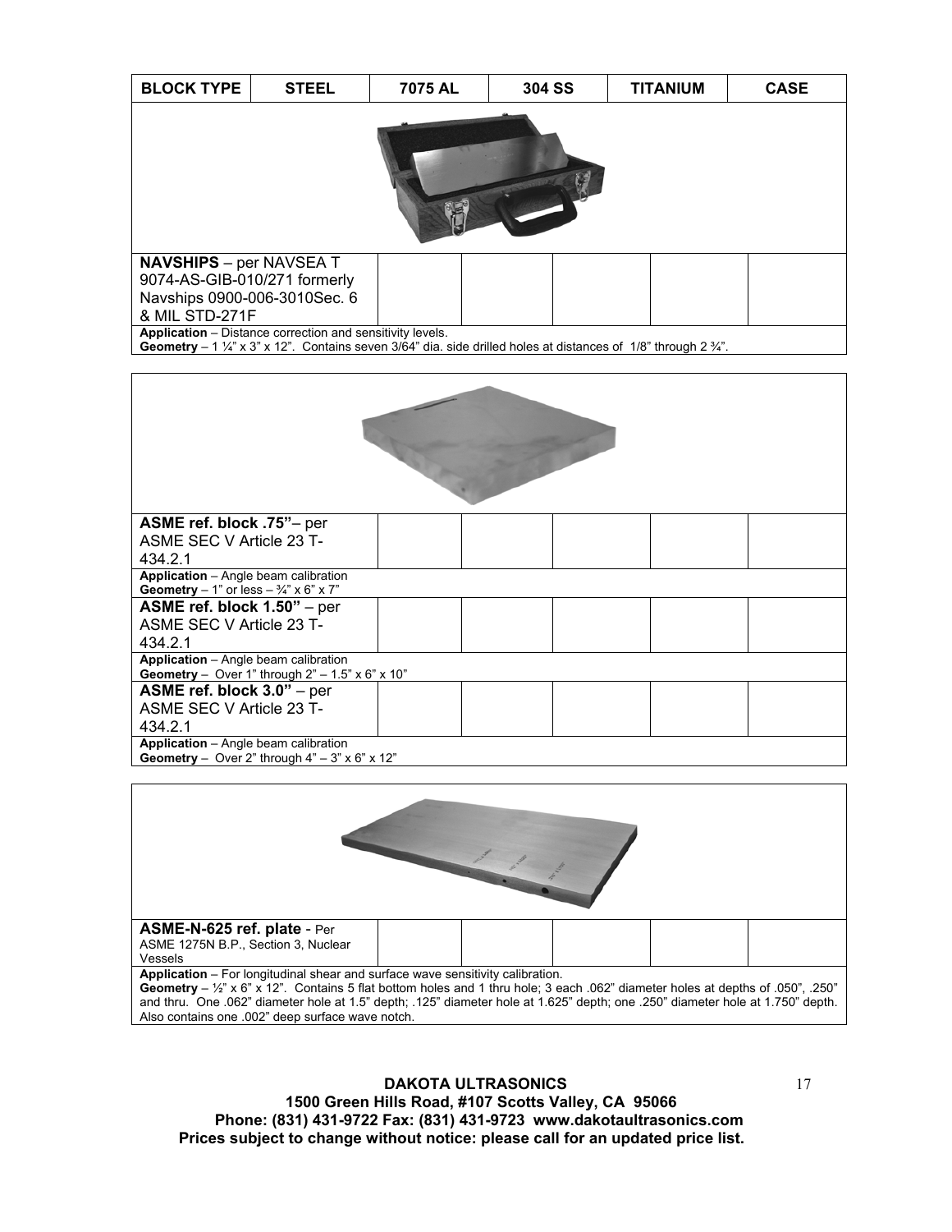| BLOCK TYPE | STEEL | 7075 AL | 304 SS | TITANIUM | CASE |
|---|---|---|---|---|---|
| **NAVSHIPS** – per NAVSEA T 9074-AS-GIB-010/271 formerly Navships 0900-006-3010Sec. 6 & MIL STD-271F | | | | | |
| **Application** – Distance correction and sensitivity levels. **Geometry** – 1 ¼" x 3" x 12". Contains seven 3/64" dia. side drilled holes at distances of 1/8" through 2 ¾". | | | | | |

| | | | | | |
|---|---|---|---|---|---|
| **ASME ref. block .75"**– per ASME SEC V Article 23 T-434.2.1 | | | | | |
| **Application** – Angle beam calibration **Geometry** – 1" or less – ¾" x 6" x 7" | | | | | |
| **ASME ref. block 1.50"** – per ASME SEC V Article 23 T-434.2.1 | | | | | |
| **Application** – Angle beam calibration **Geometry** – Over 1" through 2" – 1.5" x 6" x 10" | | | | | |
| **ASME ref. block 3.0"** – per ASME SEC V Article 23 T-434.2.1 | | | | | |
| **Application** – Angle beam calibration **Geometry** – Over 2" through 4" – 3" x 6" x 12" | | | | | |

| | | | | | |
|---|---|---|---|---|---|
| **ASME-N-625 ref. plate** - Per ASME 1275N B.P., Section 3, Nuclear Vessels | | | | | |
| **Application** – For longitudinal shear and surface wave sensitivity calibration. **Geometry** – ½" x 6" x 12". Contains 5 flat bottom holes and 1 thru hole; 3 each .062" diameter holes at depths of .050", .250" and thru. One .062" diameter hole at 1.5" depth; .125" diameter hole at 1.625" depth; one .250" diameter hole at 1.750" depth. Also contains one .002" deep surface wave notch. | | | | | |

**DAKOTA ULTRASONICS**
**1500 Green Hills Road, #107 Scotts Valley, CA 95066**
**Phone: (831) 431-9722 Fax: (831) 431-9723 www.dakotaultrasonics.com**
**Prices subject to change without notice: please call for an updated price list.**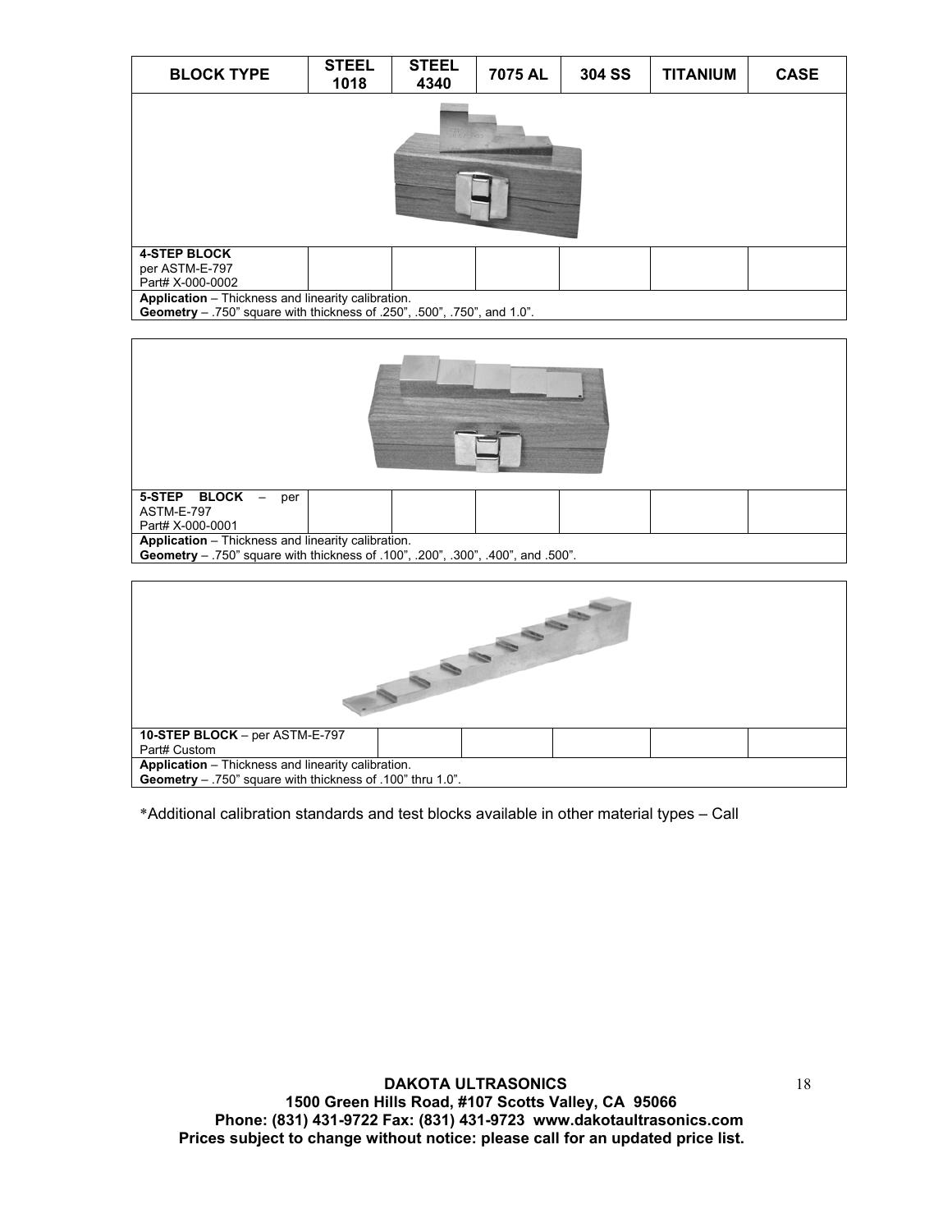| BLOCK TYPE | STEEL 1018 | STEEL 4340 | 7075 AL | 304 SS | TITANIUM | CASE |
|---|---|---|---|---|---|---|
| **4-STEP BLOCK** per ASTM-E-797 Part# X-000-0002 | | | | | | |
| **Application** – Thickness and linearity calibration. **Geometry** – .750" square with thickness of .250", .500", .750", and 1.0". | | | | | | |

| | | | | | | |
|---|---|---|---|---|---|---|
| **5-STEP BLOCK** – per ASTM-E-797 Part# X-000-0001 | | | | | | |
| **Application** – Thickness and linearity calibration. **Geometry** – .750" square with thickness of .100", .200", .300", .400", and .500". | | | | | | |

| | | | | | |
|---|---|---|---|---|---|
| **10-STEP BLOCK** – per ASTM-E-797 Part# Custom | | | | | |
| **Application** – Thickness and linearity calibration. **Geometry** – .750" square with thickness of .100" thru 1.0". | | | | | |

∗Additional calibration standards and test blocks available in other material types – Call

**DAKOTA ULTRASONICS**
**1500 Green Hills Road, #107 Scotts Valley, CA 95066**
**Phone: (831) 431-9722 Fax: (831) 431-9723 www.dakotaultrasonics.com**
**Prices subject to change without notice: please call for an updated price list.**